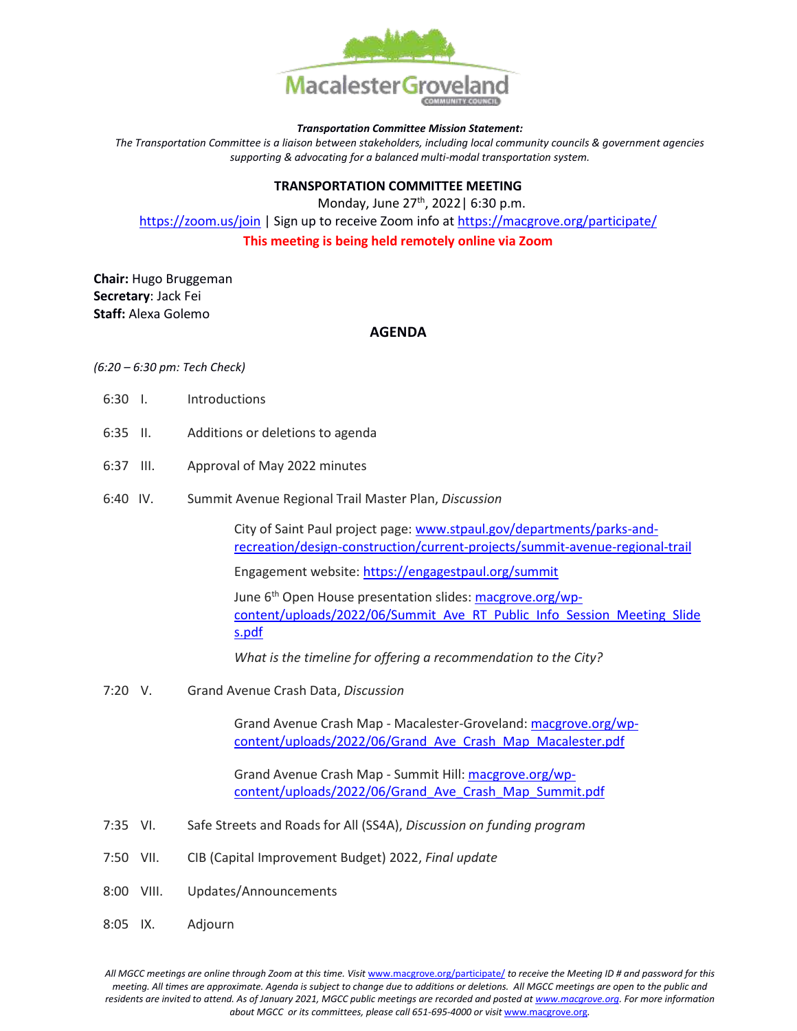**Transportation Committee Mission Statement:**

*The Transportation Committee is a liaison between stakeholders, including local community councils & government agencies supporting & advocating for a balanced multi-modal transportation system.*

## TRANSPORTATION COMMITTEE MEETING

Monday, June 27th, 2022| 6:30 p.m.

https://zoom.us/join | Sign up to receive Zoom info at https://macgrove.org/participate/

**This meeting is being held remotely online via Zoom**

**Chair:** Hugo Bruggeman
**Secretary**: Jack Fei
**Staff:** Alexa Golemo

## AGENDA

*(6:20 – 6:30 pm: Tech Check)*

6:30 I. Introductions

6:35 II. Additions or deletions to agenda

6:37 III. Approval of May 2022 minutes

6:40 IV. Summit Avenue Regional Trail Master Plan, *Discussion*

City of Saint Paul project page: www.stpaul.gov/departments/parks-and-recreation/design-construction/current-projects/summit-avenue-regional-trail

Engagement website: https://engagestpaul.org/summit

June 6th Open House presentation slides: macgrove.org/wp-content/uploads/2022/06/Summit_Ave_RT_Public_Info_Session_Meeting_Slides.pdf

*What is the timeline for offering a recommendation to the City?*

7:20 V. Grand Avenue Crash Data, *Discussion*

Grand Avenue Crash Map - Macalester-Groveland: macgrove.org/wp-content/uploads/2022/06/Grand_Ave_Crash_Map_Macalester.pdf

Grand Avenue Crash Map - Summit Hill: macgrove.org/wp-content/uploads/2022/06/Grand_Ave_Crash_Map_Summit.pdf

7:35 VI. Safe Streets and Roads for All (SS4A), *Discussion on funding program*

7:50 VII. CIB (Capital Improvement Budget) 2022, *Final update*

8:00 VIII. Updates/Announcements

8:05 IX. Adjourn

*All MGCC meetings are online through Zoom at this time. Visit www.macgrove.org/participate/ to receive the Meeting ID # and password for this meeting. All times are approximate. Agenda is subject to change due to additions or deletions. All MGCC meetings are open to the public and residents are invited to attend. As of January 2021, MGCC public meetings are recorded and posted at www.macgrove.org. For more information about MGCC or its committees, please call 651-695-4000 or visit www.macgrove.org.*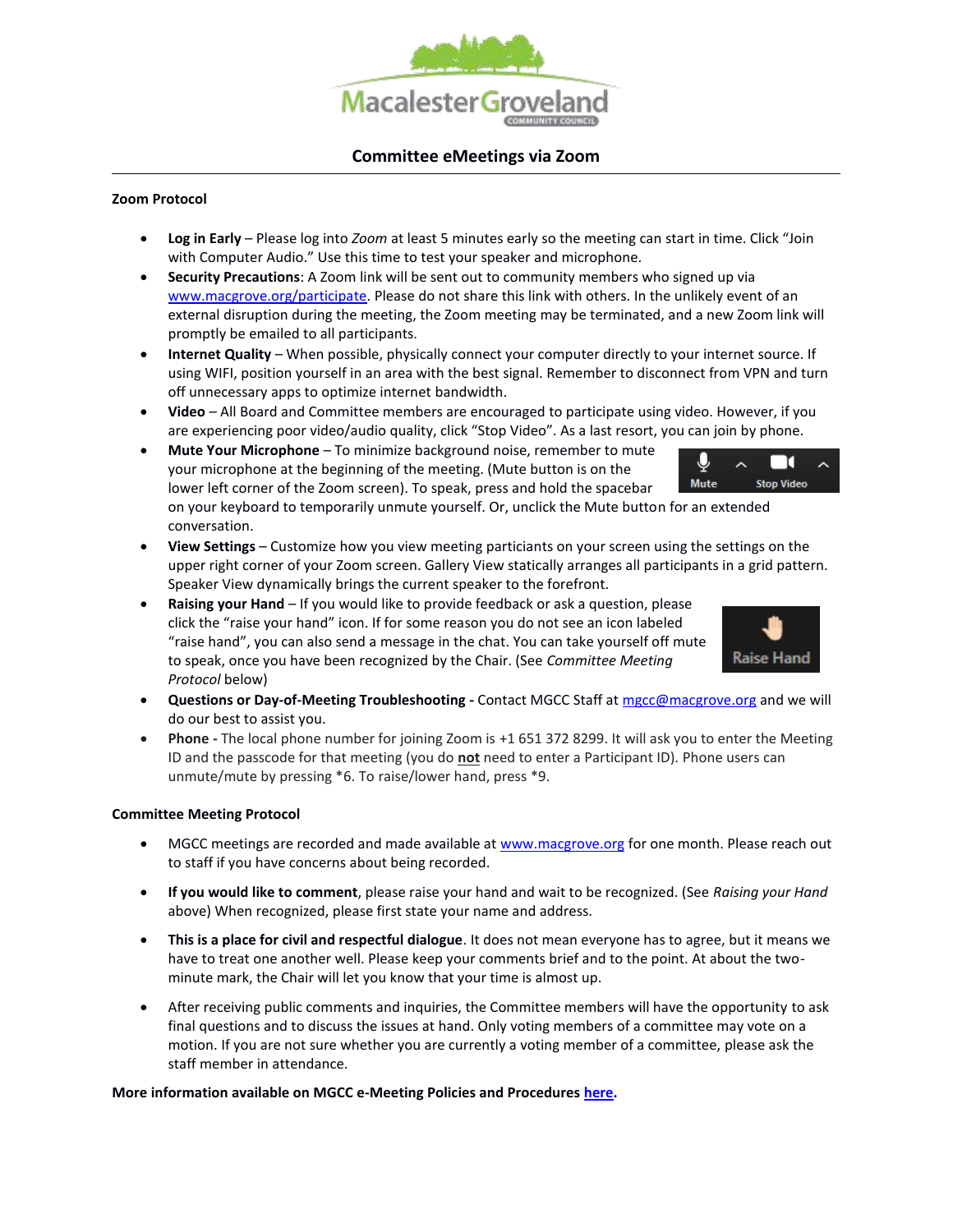Macalester Groveland

COMMUNITY COUNCIL

## Committee eMeetings via Zoom

---

**Zoom Protocol**

- **Log in Early** – Please log into *Zoom* at least 5 minutes early so the meeting can start in time. Click "Join with Computer Audio." Use this time to test your speaker and microphone.
- **Security Precautions**: A Zoom link will be sent out to community members who signed up via [www.macgrove.org/participate](www.macgrove.org/participate). Please do not share this link with others. In the unlikely event of an external disruption during the meeting, the Zoom meeting may be terminated, and a new Zoom link will promptly be emailed to all participants.
- **Internet Quality** – When possible, physically connect your computer directly to your internet source. If using WIFI, position yourself in an area with the best signal. Remember to disconnect from VPN and turn off unnecessary apps to optimize internet bandwidth.
- **Video** – All Board and Committee members are encouraged to participate using video. However, if you are experiencing poor video/audio quality, click "Stop Video". As a last resort, you can join by phone.
- **Mute Your Microphone** – To minimize background noise, remember to mute your microphone at the beginning of the meeting. (Mute button is on the lower left corner of the Zoom screen). To speak, press and hold the spacebar on your keyboard to temporarily unmute yourself. Or, unclick the Mute button for an extended conversation.

  Mute Stop Video
- **View Settings** – Customize how you view meeting particiants on your screen using the settings on the upper right corner of your Zoom screen. Gallery View statically arranges all participants in a grid pattern. Speaker View dynamically brings the current speaker to the forefront.
- **Raising your Hand** – If you would like to provide feedback or ask a question, please click the "raise your hand" icon. If for some reason you do not see an icon labeled "raise hand", you can also send a message in the chat. You can take yourself off mute to speak, once you have been recognized by the Chair. (See *Committee Meeting Protocol* below)

  Raise Hand
- **Questions or Day-of-Meeting Troubleshooting -** Contact MGCC Staff at [mgcc@macgrove.org](mailto:mgcc@macgrove.org) and we will do our best to assist you.
- **Phone -** The local phone number for joining Zoom is +1 651 372 8299. It will ask you to enter the Meeting ID and the passcode for that meeting (you do **not** need to enter a Participant ID). Phone users can unmute/mute by pressing *6. To raise/lower hand, press *9.

**Committee Meeting Protocol**

- MGCC meetings are recorded and made available at [www.macgrove.org](www.macgrove.org) for one month. Please reach out to staff if you have concerns about being recorded.
- **If you would like to comment**, please raise your hand and wait to be recognized. (See *Raising your Hand* above) When recognized, please first state your name and address.
- **This is a place for civil and respectful dialogue**. It does not mean everyone has to agree, but it means we have to treat one another well. Please keep your comments brief and to the point. At about the two-minute mark, the Chair will let you know that your time is almost up.
- After receiving public comments and inquiries, the Committee members will have the opportunity to ask final questions and to discuss the issues at hand. Only voting members of a committee may vote on a motion. If you are not sure whether you are currently a voting member of a committee, please ask the staff member in attendance.

**More information available on MGCC e-Meeting Policies and Procedures here.**